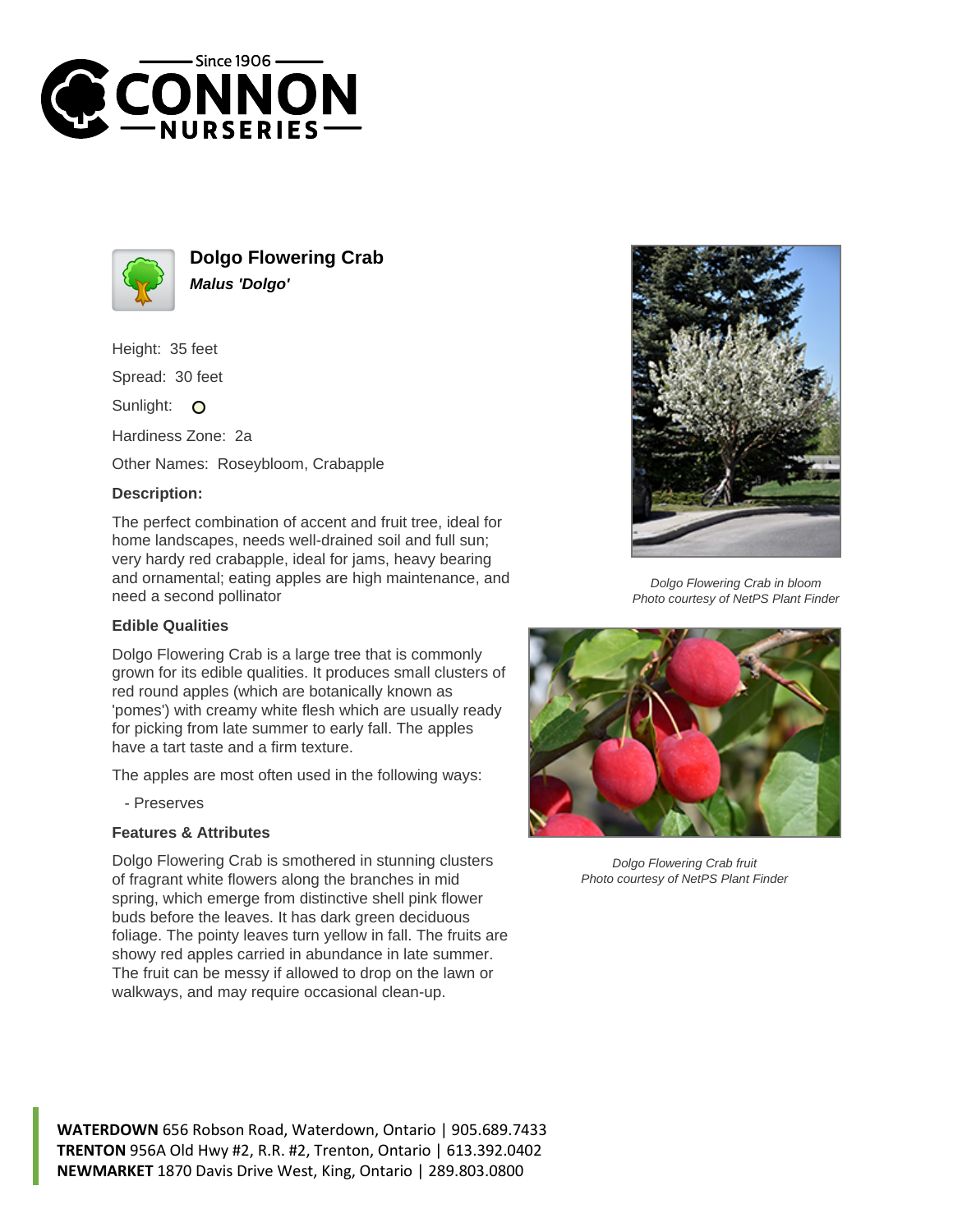Since 1906

CONNON NURSERIES

# Dolgo Flowering Crab

***Malus 'Dolgo'***

Height: 35 feet

Spread: 30 feet

Sunlight: O

Hardiness Zone: 2a

Other Names: Roseybloom, Crabapple

### Description:

The perfect combination of accent and fruit tree, ideal for home landscapes, needs well-drained soil and full sun; very hardy red crabapple, ideal for jams, heavy bearing and ornamental; eating apples are high maintenance, and need a second pollinator

### Edible Qualities

Dolgo Flowering Crab is a large tree that is commonly grown for its edible qualities. It produces small clusters of red round apples (which are botanically known as 'pomes') with creamy white flesh which are usually ready for picking from late summer to early fall. The apples have a tart taste and a firm texture.

The apples are most often used in the following ways:

- Preserves

### Features & Attributes

Dolgo Flowering Crab is smothered in stunning clusters of fragrant white flowers along the branches in mid spring, which emerge from distinctive shell pink flower buds before the leaves. It has dark green deciduous foliage. The pointy leaves turn yellow in fall. The fruits are showy red apples carried in abundance in late summer. The fruit can be messy if allowed to drop on the lawn or walkways, and may require occasional clean-up.

*Dolgo Flowering Crab in bloom*
*Photo courtesy of NetPS Plant Finder*

*Dolgo Flowering Crab fruit*
*Photo courtesy of NetPS Plant Finder*

**WATERDOWN** 656 Robson Road, Waterdown, Ontario | 905.689.7433
**TRENTON** 956A Old Hwy #2, R.R. #2, Trenton, Ontario | 613.392.0402
**NEWMARKET** 1870 Davis Drive West, King, Ontario | 289.803.0800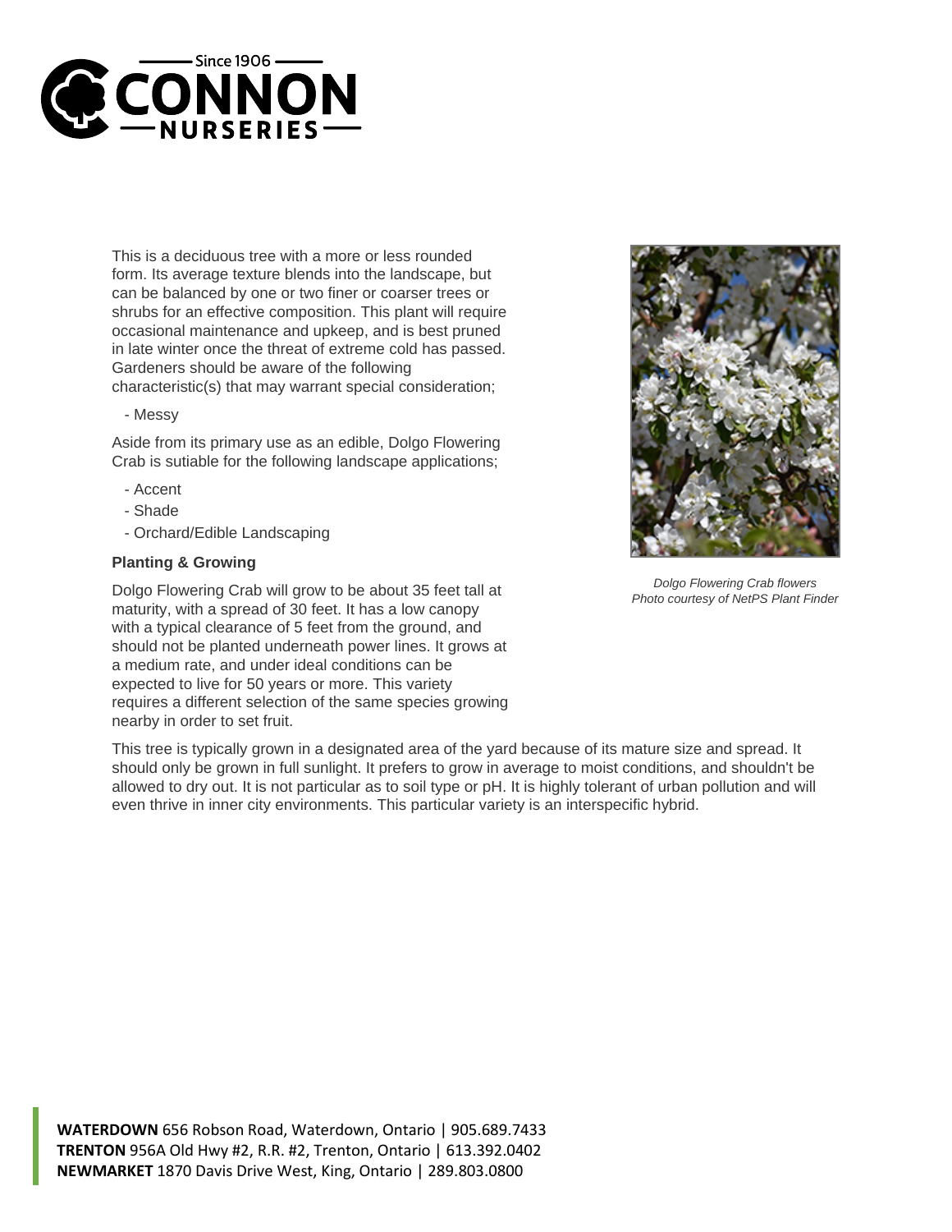This is a deciduous tree with a more or less rounded form. Its average texture blends into the landscape, but can be balanced by one or two finer or coarser trees or shrubs for an effective composition. This plant will require occasional maintenance and upkeep, and is best pruned in late winter once the threat of extreme cold has passed. Gardeners should be aware of the following characteristic(s) that may warrant special consideration;

- Messy

Aside from its primary use as an edible, Dolgo Flowering Crab is sutiable for the following landscape applications;

- Accent
- Shade
- Orchard/Edible Landscaping

*Dolgo Flowering Crab flowers*
*Photo courtesy of NetPS Plant Finder*

**Planting & Growing**

Dolgo Flowering Crab will grow to be about 35 feet tall at maturity, with a spread of 30 feet. It has a low canopy with a typical clearance of 5 feet from the ground, and should not be planted underneath power lines. It grows at a medium rate, and under ideal conditions can be expected to live for 50 years or more. This variety requires a different selection of the same species growing nearby in order to set fruit.

This tree is typically grown in a designated area of the yard because of its mature size and spread. It should only be grown in full sunlight. It prefers to grow in average to moist conditions, and shouldn't be allowed to dry out. It is not particular as to soil type or pH. It is highly tolerant of urban pollution and will even thrive in inner city environments. This particular variety is an interspecific hybrid.

**WATERDOWN** 656 Robson Road, Waterdown, Ontario | 905.689.7433
**TRENTON** 956A Old Hwy #2, R.R. #2, Trenton, Ontario | 613.392.0402
**NEWMARKET** 1870 Davis Drive West, King, Ontario | 289.803.0800